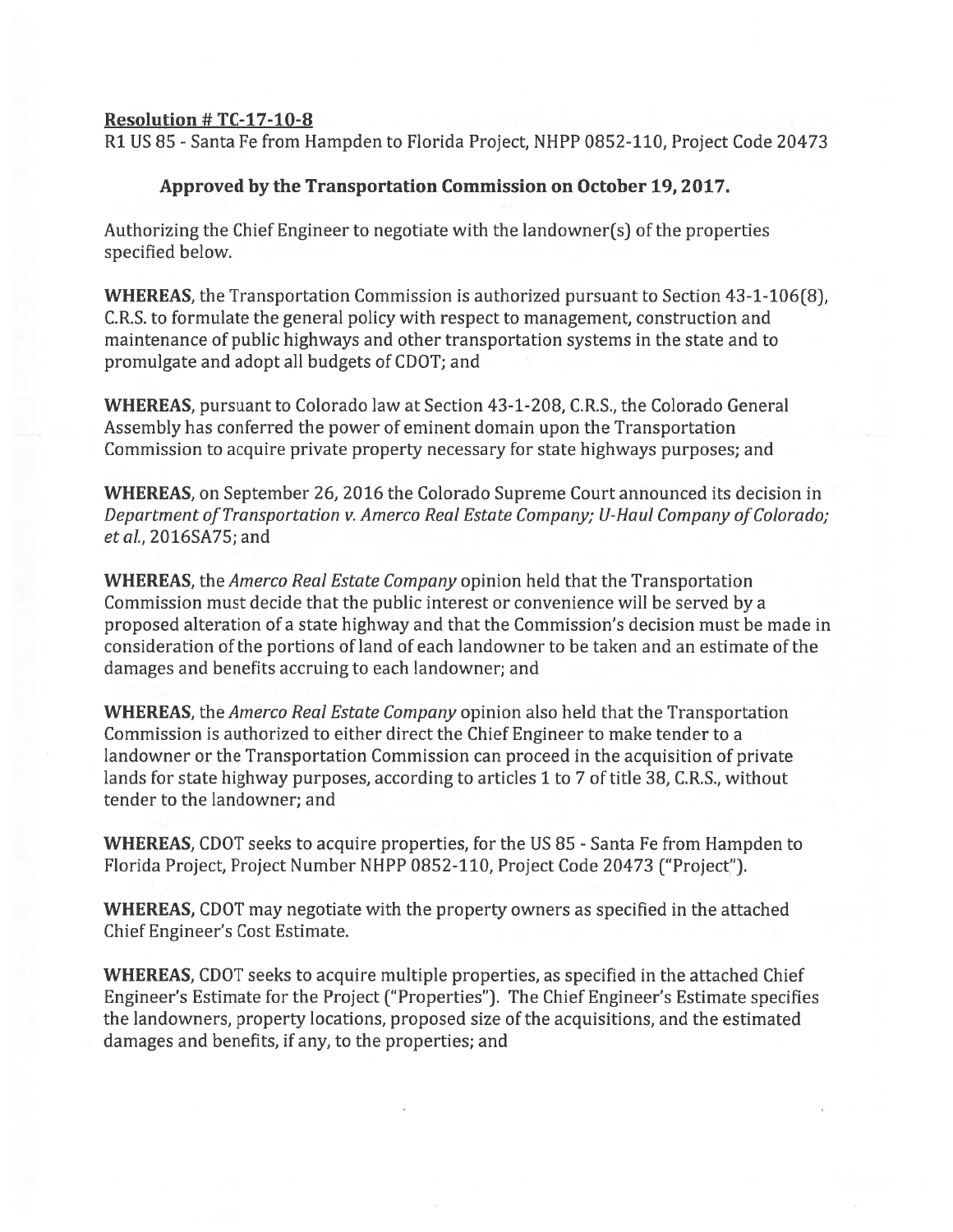**Resolution # TC-17-10-8**

R1 US 85 - Santa Fe from Hampden to Florida Project, NHPP 0852-110, Project Code 20473

**Approved by the Transportation Commission on October 19, 2017.**

Authorizing the Chief Engineer to negotiate with the landowner(s) of the properties specified below.

**WHEREAS,** the Transportation Commission is authorized pursuant to Section 43-1-106(8), C.R.S. to formulate the general policy with respect to management, construction and maintenance of public highways and other transportation systems in the state and to promulgate and adopt all budgets of CDOT; and

**WHEREAS,** pursuant to Colorado law at Section 43-1-208, C.R.S., the Colorado General Assembly has conferred the power of eminent domain upon the Transportation Commission to acquire private property necessary for state highways purposes; and

**WHEREAS,** on September 26, 2016 the Colorado Supreme Court announced its decision in *Department of Transportation v. Amerco Real Estate Company; U-Haul Company of Colorado; et al.*, 2016SA75; and

**WHEREAS,** the *Amerco Real Estate Company* opinion held that the Transportation Commission must decide that the public interest or convenience will be served by a proposed alteration of a state highway and that the Commission's decision must be made in consideration of the portions of land of each landowner to be taken and an estimate of the damages and benefits accruing to each landowner; and

**WHEREAS,** the *Amerco Real Estate Company* opinion also held that the Transportation Commission is authorized to either direct the Chief Engineer to make tender to a landowner or the Transportation Commission can proceed in the acquisition of private lands for state highway purposes, according to articles 1 to 7 of title 38, C.R.S., without tender to the landowner; and

**WHEREAS,** CDOT seeks to acquire properties, for the US 85 - Santa Fe from Hampden to Florida Project, Project Number NHPP 0852-110, Project Code 20473 ("Project").

**WHEREAS,** CDOT may negotiate with the property owners as specified in the attached Chief Engineer's Cost Estimate.

**WHEREAS,** CDOT seeks to acquire multiple properties, as specified in the attached Chief Engineer's Estimate for the Project ("Properties"). The Chief Engineer's Estimate specifies the landowners, property locations, proposed size of the acquisitions, and the estimated damages and benefits, if any, to the properties; and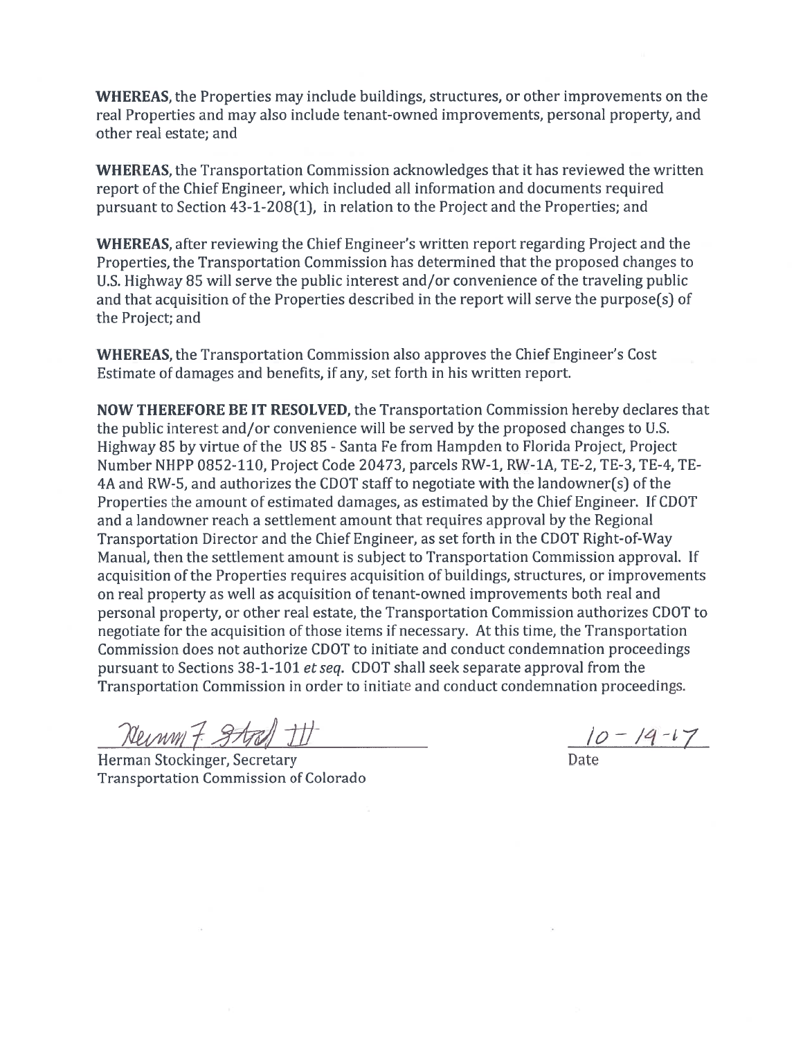**WHEREAS**, the Properties may include buildings, structures, or other improvements on the real Properties and may also include tenant-owned improvements, personal property, and other real estate; and

**WHEREAS**, the Transportation Commission acknowledges that it has reviewed the written report of the Chief Engineer, which included all information and documents required pursuant to Section 43-1-208(1), in relation to the Project and the Properties; and

**WHEREAS**, after reviewing the Chief Engineer's written report regarding Project and the Properties, the Transportation Commission has determined that the proposed changes to U.S. Highway 85 will serve the public interest and/or convenience of the traveling public and that acquisition of the Properties described in the report will serve the purpose(s) of the Project; and

**WHEREAS**, the Transportation Commission also approves the Chief Engineer's Cost Estimate of damages and benefits, if any, set forth in his written report.

**NOW THEREFORE BE IT RESOLVED**, the Transportation Commission hereby declares that the public interest and/or convenience will be served by the proposed changes to U.S. Highway 85 by virtue of the US 85 - Santa Fe from Hampden to Florida Project, Project Number NHPP 0852-110, Project Code 20473, parcels RW-1, RW-1A, TE-2, TE-3, TE-4, TE-4A and RW-5, and authorizes the CDOT staff to negotiate with the landowner(s) of the Properties the amount of estimated damages, as estimated by the Chief Engineer. If CDOT and a landowner reach a settlement amount that requires approval by the Regional Transportation Director and the Chief Engineer, as set forth in the CDOT Right-of-Way Manual, then the settlement amount is subject to Transportation Commission approval. If acquisition of the Properties requires acquisition of buildings, structures, or improvements on real property as well as acquisition of tenant-owned improvements both real and personal property, or other real estate, the Transportation Commission authorizes CDOT to negotiate for the acquisition of those items if necessary. At this time, the Transportation Commission does not authorize CDOT to initiate and conduct condemnation proceedings pursuant to Sections 38-1-101 *et seq*. CDOT shall seek separate approval from the Transportation Commission in order to initiate and conduct condemnation proceedings.

Herman F. Stockinger III

Herman Stockinger, Secretary
Transportation Commission of Colorado

10-19-17
Date